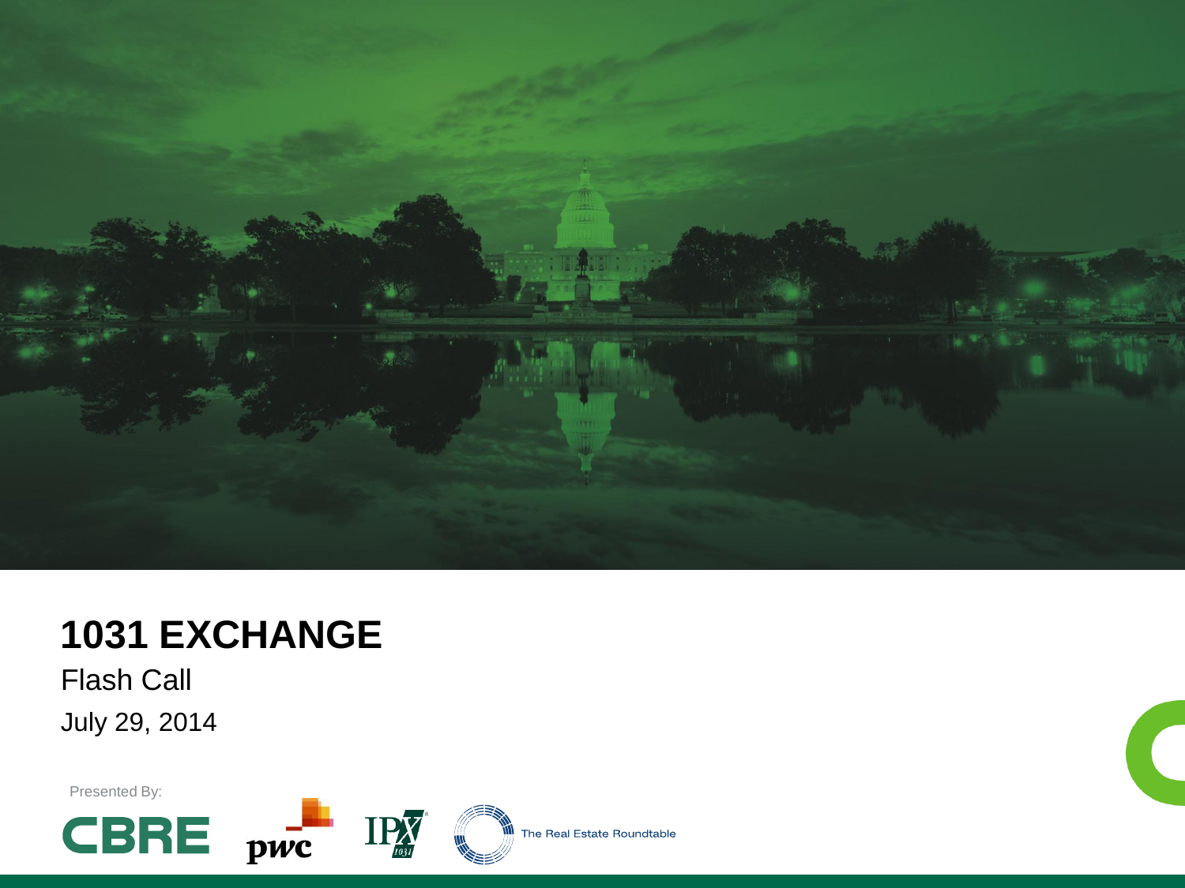# 1031 EXCHANGE

Flash Call

July 29, 2014

Presented By:

CBRE pwc IPX 1031 The Real Estate Roundtable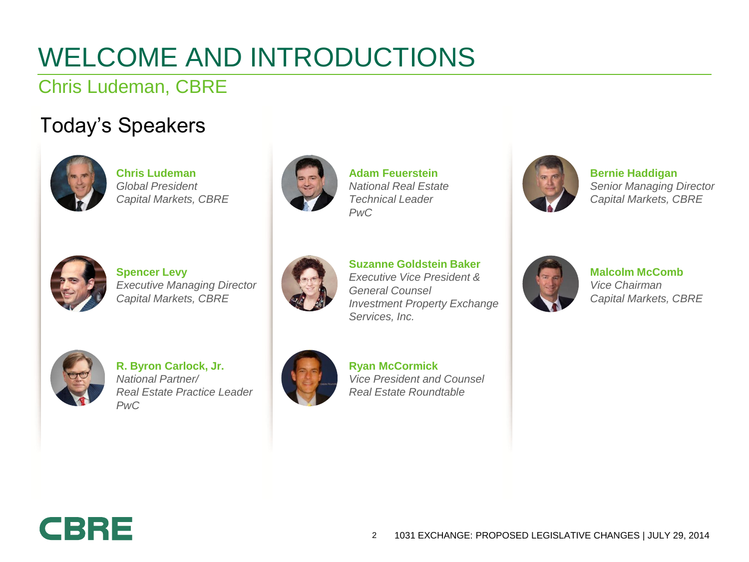# WELCOME AND INTRODUCTIONS

## Chris Ludeman, CBRE

### Today's Speakers

**Chris Ludeman**
*Global President*
*Capital Markets, CBRE*

**Spencer Levy**
*Executive Managing Director*
*Capital Markets, CBRE*

**R. Byron Carlock, Jr.**
*National Partner/*
*Real Estate Practice Leader*
*PwC*

**Adam Feuerstein**
*National Real Estate*
*Technical Leader*
*PwC*

**Suzanne Goldstein Baker**
*Executive Vice President &*
*General Counsel*
*Investment Property Exchange*
*Services, Inc.*

**Ryan McCormick**
*Vice President and Counsel*
*Real Estate Roundtable*

**Bernie Haddigan**
*Senior Managing Director*
*Capital Markets, CBRE*

**Malcolm McComb**
*Vice Chairman*
*Capital Markets, CBRE*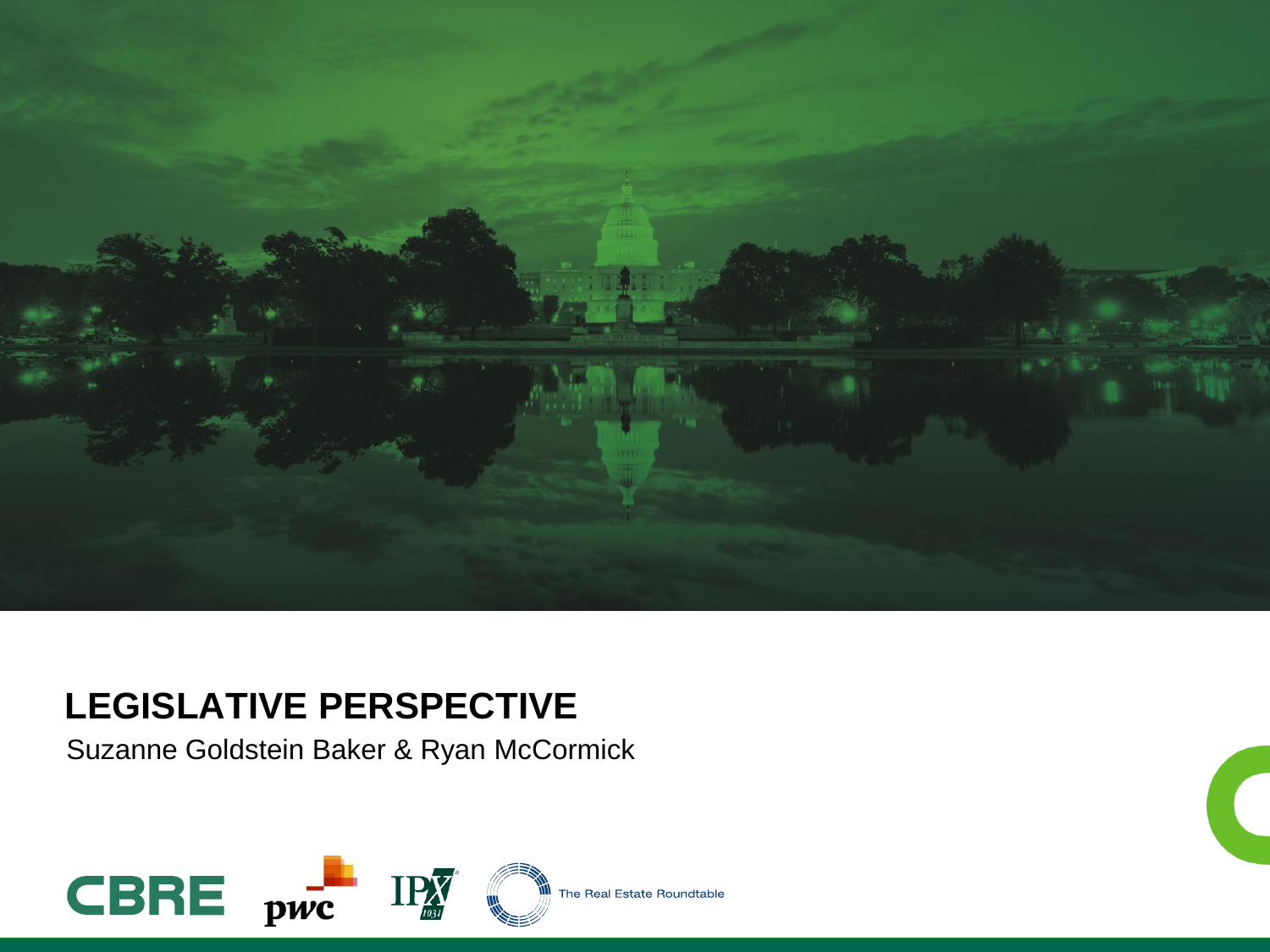# LEGISLATIVE PERSPECTIVE

Suzanne Goldstein Baker & Ryan McCormick

CBRE pwc IPX 1031 The Real Estate Roundtable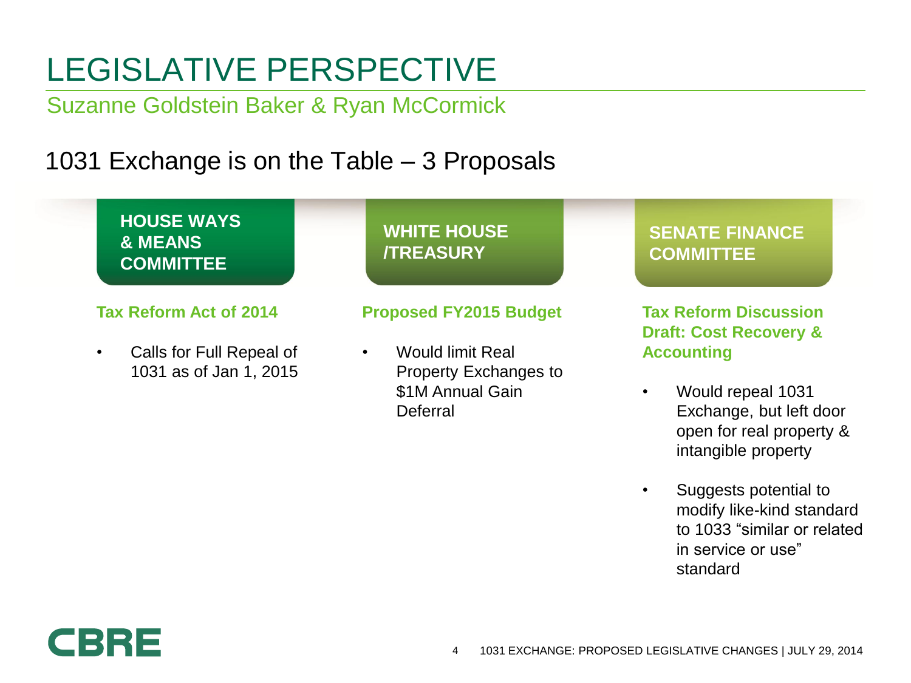# LEGISLATIVE PERSPECTIVE

Suzanne Goldstein Baker & Ryan McCormick

## 1031 Exchange is on the Table – 3 Proposals

### HOUSE WAYS & MEANS COMMITTEE

**Tax Reform Act of 2014**

- Calls for Full Repeal of 1031 as of Jan 1, 2015

### WHITE HOUSE /TREASURY

**Proposed FY2015 Budget**

- Would limit Real Property Exchanges to $1M Annual Gain Deferral

### SENATE FINANCE COMMITTEE

**Tax Reform Discussion Draft: Cost Recovery & Accounting**

- Would repeal 1031 Exchange, but left door open for real property & intangible property
- Suggests potential to modify like-kind standard to 1033 "similar or related in service or use" standard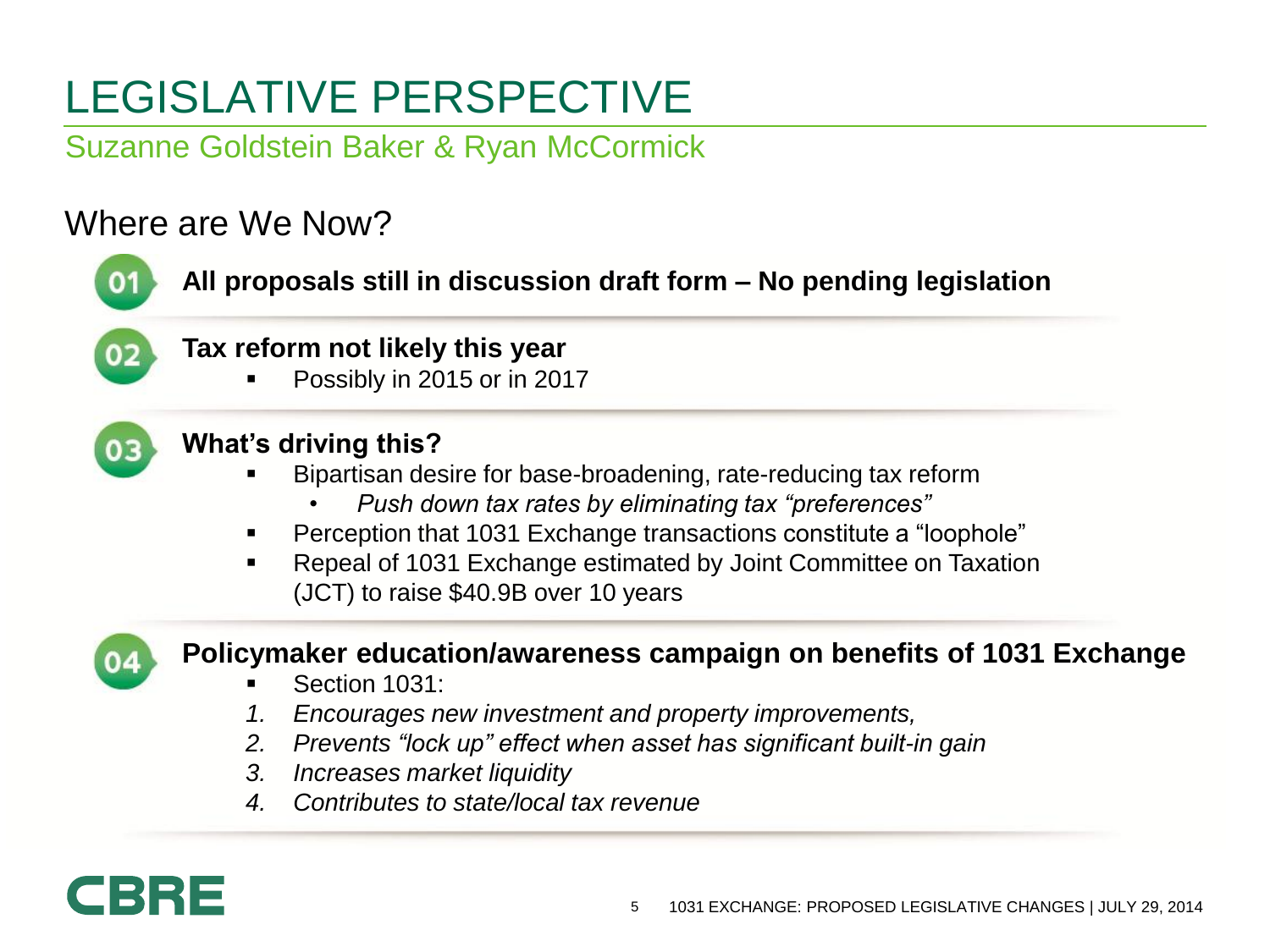# LEGISLATIVE PERSPECTIVE

Suzanne Goldstein Baker & Ryan McCormick

## Where are We Now?

01 **All proposals still in discussion draft form – No pending legislation**

02 **Tax reform not likely this year**

- Possibly in 2015 or in 2017

03 **What's driving this?**

- Bipartisan desire for base-broadening, rate-reducing tax reform
  - *Push down tax rates by eliminating tax "preferences"*
- Perception that 1031 Exchange transactions constitute a "loophole"
- Repeal of 1031 Exchange estimated by Joint Committee on Taxation (JCT) to raise $40.9B over 10 years

04 **Policymaker education/awareness campaign on benefits of 1031 Exchange**

- Section 1031:

1. *Encourages new investment and property improvements,*
2. *Prevents "lock up" effect when asset has significant built-in gain*
3. *Increases market liquidity*
4. *Contributes to state/local tax revenue*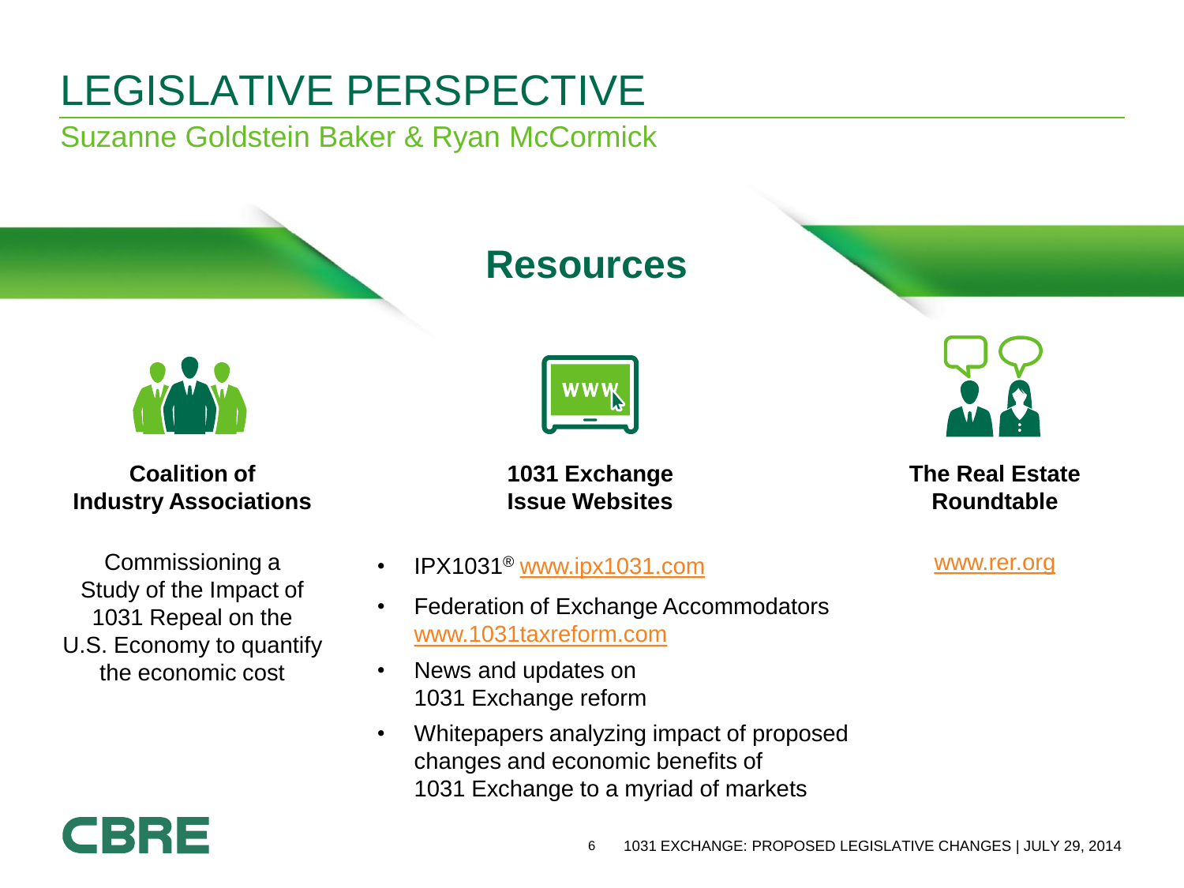# LEGISLATIVE PERSPECTIVE

Suzanne Goldstein Baker & Ryan McCormick

## Resources

**Coalition of Industry Associations**

Commissioning a Study of the Impact of 1031 Repeal on the U.S. Economy to quantify the economic cost

**1031 Exchange Issue Websites**

- IPX1031® www.ipx1031.com
- Federation of Exchange Accommodators www.1031taxreform.com
- News and updates on 1031 Exchange reform
- Whitepapers analyzing impact of proposed changes and economic benefits of 1031 Exchange to a myriad of markets

**The Real Estate Roundtable**

www.rer.org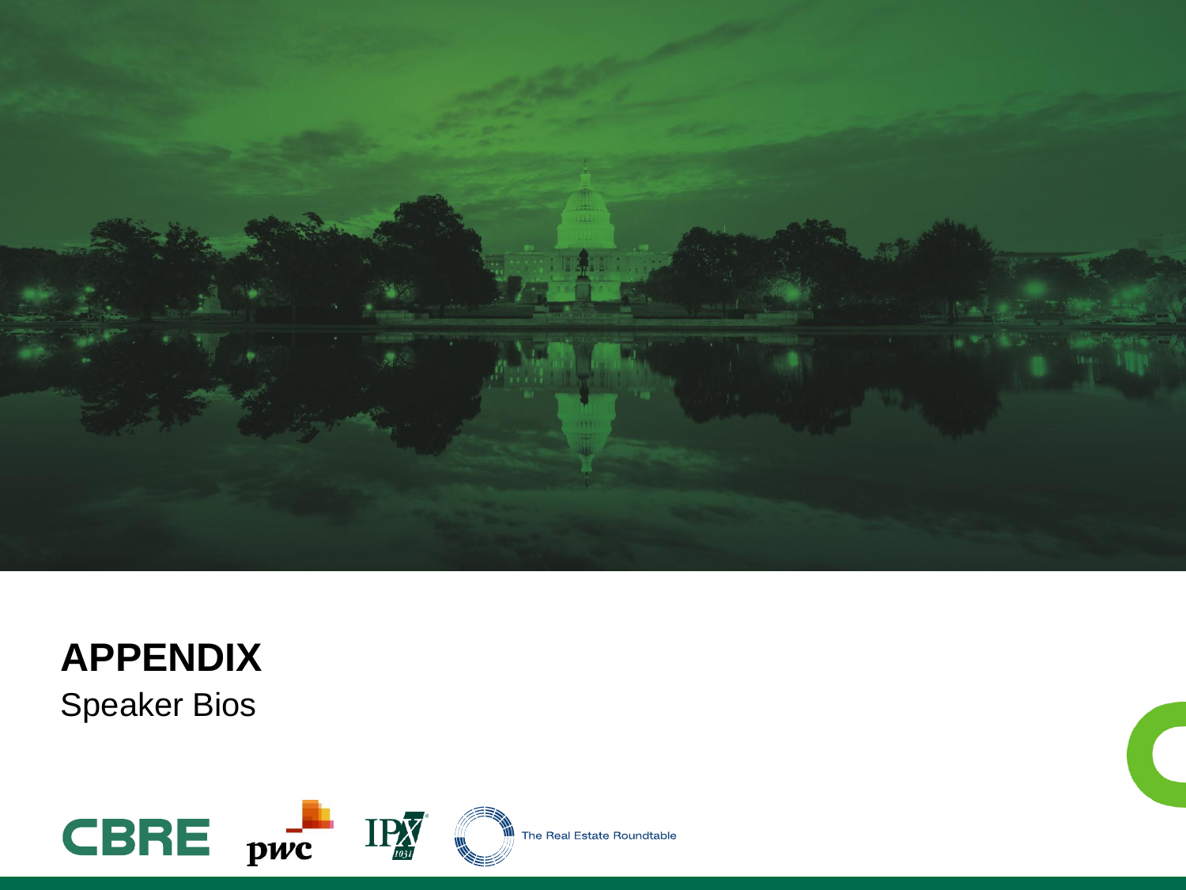# APPENDIX

Speaker Bios

The Real Estate Roundtable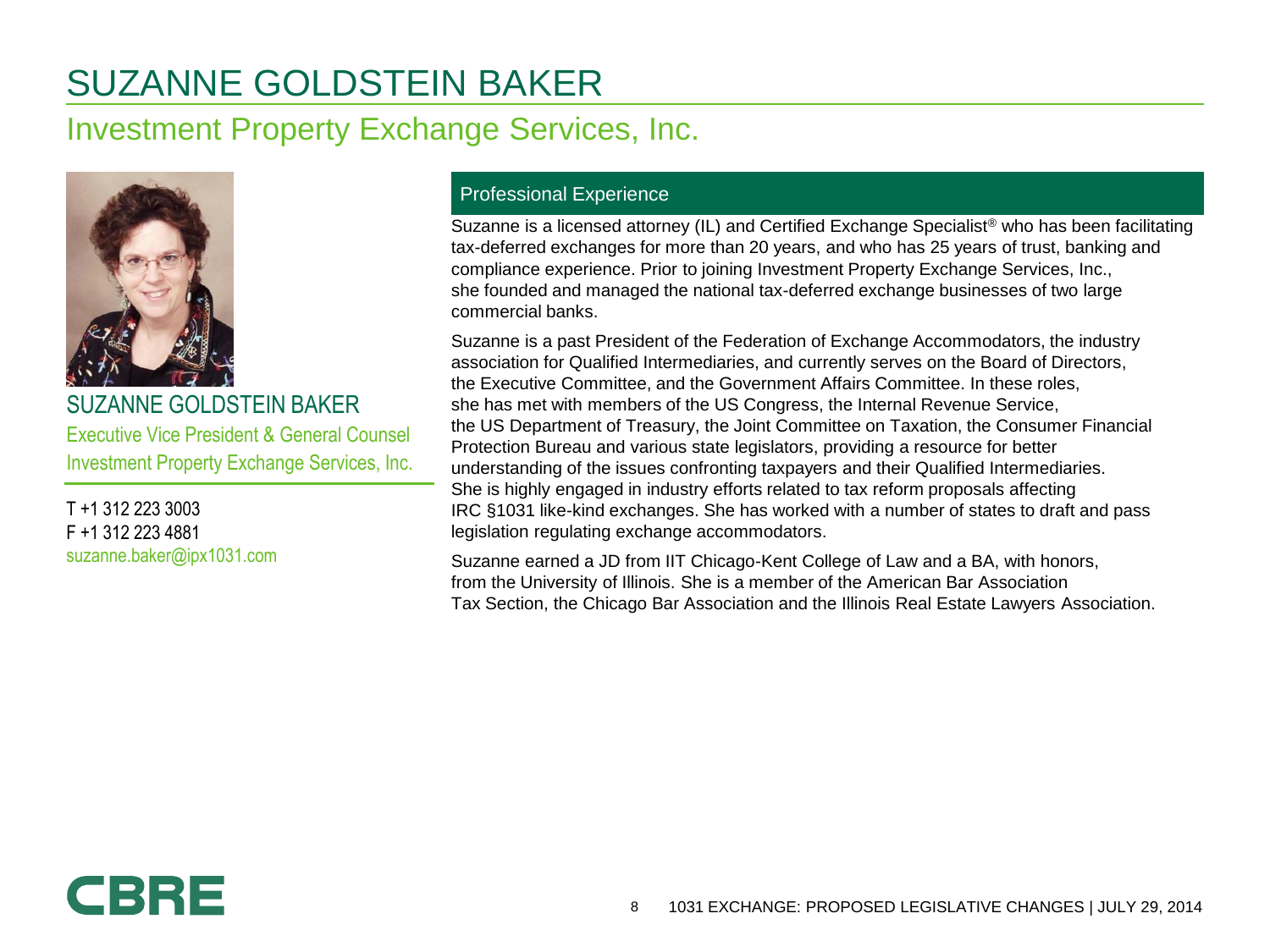# SUZANNE GOLDSTEIN BAKER

## Investment Property Exchange Services, Inc.

**SUZANNE GOLDSTEIN BAKER**
Executive Vice President & General Counsel
Investment Property Exchange Services, Inc.

T +1 312 223 3003
F +1 312 223 4881
suzanne.baker@ipx1031.com

### Professional Experience

Suzanne is a licensed attorney (IL) and Certified Exchange Specialist® who has been facilitating tax-deferred exchanges for more than 20 years, and who has 25 years of trust, banking and compliance experience. Prior to joining Investment Property Exchange Services, Inc., she founded and managed the national tax-deferred exchange businesses of two large commercial banks.

Suzanne is a past President of the Federation of Exchange Accommodators, the industry association for Qualified Intermediaries, and currently serves on the Board of Directors, the Executive Committee, and the Government Affairs Committee. In these roles, she has met with members of the US Congress, the Internal Revenue Service, the US Department of Treasury, the Joint Committee on Taxation, the Consumer Financial Protection Bureau and various state legislators, providing a resource for better understanding of the issues confronting taxpayers and their Qualified Intermediaries. She is highly engaged in industry efforts related to tax reform proposals affecting IRC §1031 like-kind exchanges. She has worked with a number of states to draft and pass legislation regulating exchange accommodators.

Suzanne earned a JD from IIT Chicago-Kent College of Law and a BA, with honors, from the University of Illinois. She is a member of the American Bar Association Tax Section, the Chicago Bar Association and the Illinois Real Estate Lawyers Association.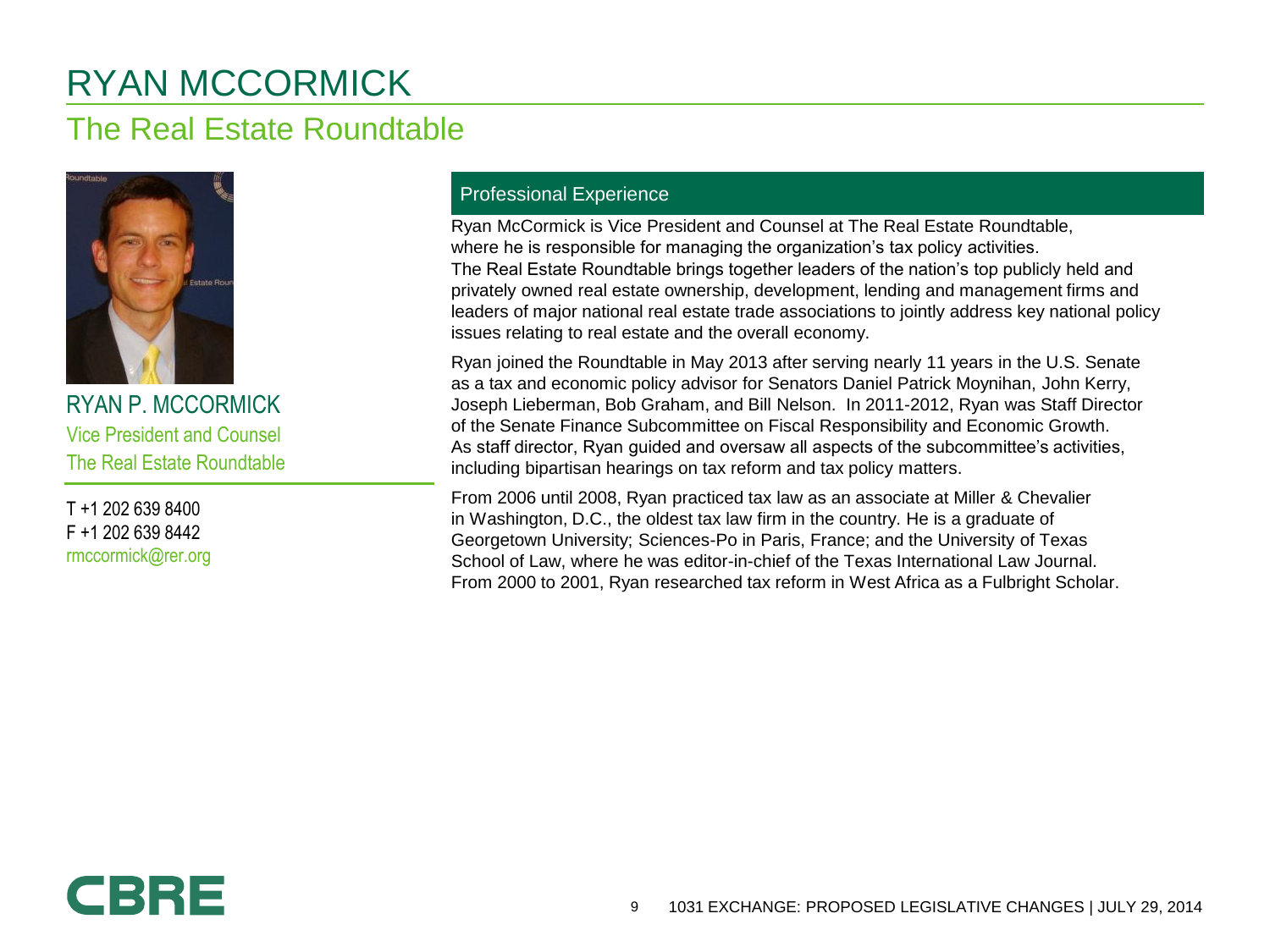# RYAN MCCORMICK

## The Real Estate Roundtable

RYAN P. MCCORMICK
Vice President and Counsel
The Real Estate Roundtable

T +1 202 639 8400
F +1 202 639 8442
rmccormick@rer.org

### Professional Experience

Ryan McCormick is Vice President and Counsel at The Real Estate Roundtable, where he is responsible for managing the organization's tax policy activities. The Real Estate Roundtable brings together leaders of the nation's top publicly held and privately owned real estate ownership, development, lending and management firms and leaders of major national real estate trade associations to jointly address key national policy issues relating to real estate and the overall economy.

Ryan joined the Roundtable in May 2013 after serving nearly 11 years in the U.S. Senate as a tax and economic policy advisor for Senators Daniel Patrick Moynihan, John Kerry, Joseph Lieberman, Bob Graham, and Bill Nelson. In 2011-2012, Ryan was Staff Director of the Senate Finance Subcommittee on Fiscal Responsibility and Economic Growth. As staff director, Ryan guided and oversaw all aspects of the subcommittee's activities, including bipartisan hearings on tax reform and tax policy matters.

From 2006 until 2008, Ryan practiced tax law as an associate at Miller & Chevalier in Washington, D.C., the oldest tax law firm in the country. He is a graduate of Georgetown University; Sciences-Po in Paris, France; and the University of Texas School of Law, where he was editor-in-chief of the Texas International Law Journal. From 2000 to 2001, Ryan researched tax reform in West Africa as a Fulbright Scholar.